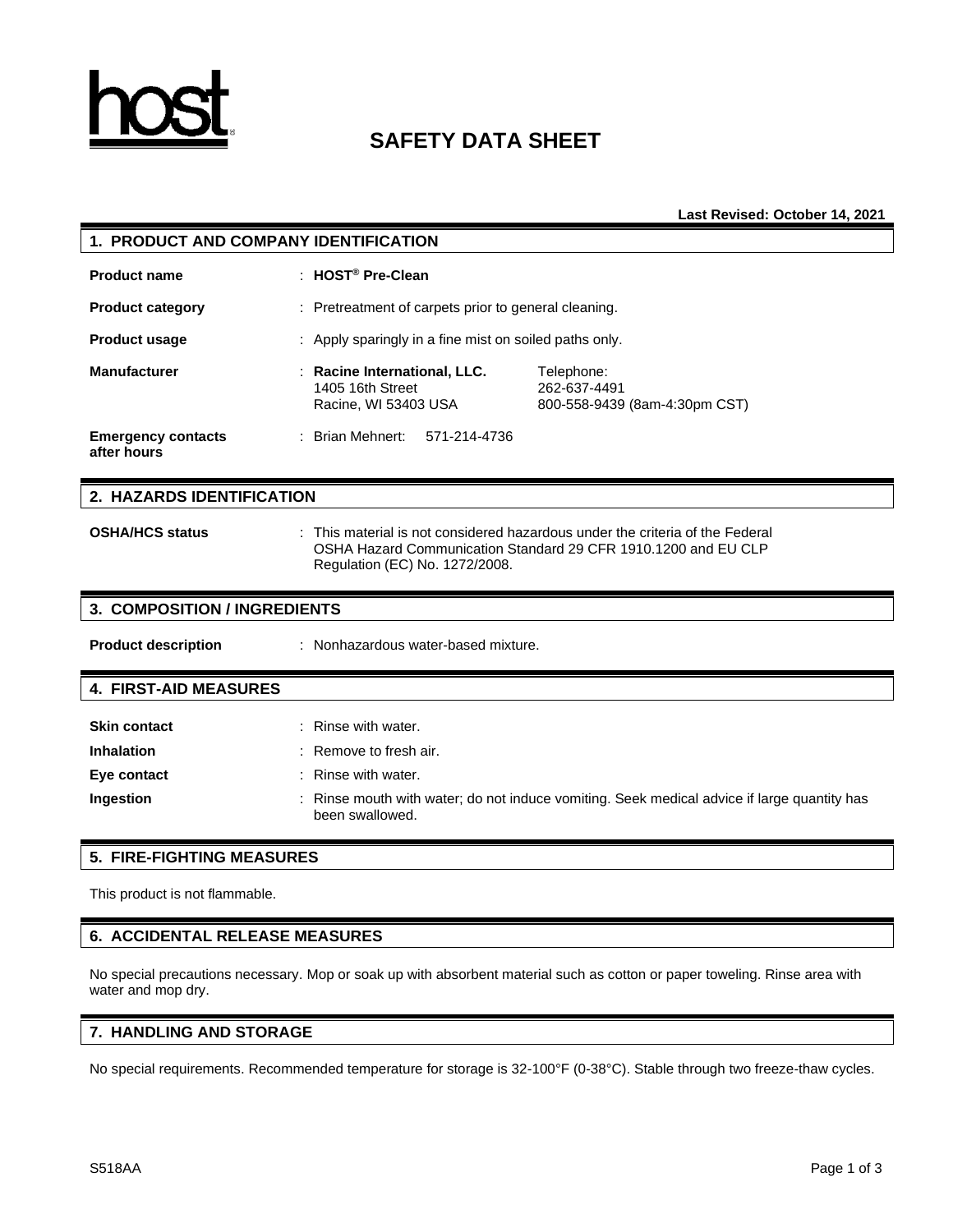host

# SAFETY DATA SHEET

**Last Revised: October 14, 2021**

## 1. PRODUCT AND COMPANY IDENTIFICATION

| | | |
|---|---|---|
| **Product name** | : **HOST® Pre-Clean** | |
| **Product category** | : Pretreatment of carpets prior to general cleaning. | |
| **Product usage** | : Apply sparingly in a fine mist on soiled paths only. | |
| **Manufacturer** | : **Racine International, LLC.**<br>1405 16th Street<br>Racine, WI 53403 USA | Telephone:<br>262-637-4491<br>800-558-9439 (8am-4:30pm CST) |
| **Emergency contacts after hours** | : Brian Mehnert: 571-214-4736 | |

## 2. HAZARDS IDENTIFICATION

**OSHA/HCS status** : This material is not considered hazardous under the criteria of the Federal OSHA Hazard Communication Standard 29 CFR 1910.1200 and EU CLP Regulation (EC) No. 1272/2008.

## 3. COMPOSITION / INGREDIENTS

**Product description** : Nonhazardous water-based mixture.

## 4. FIRST-AID MEASURES

| | |
|---|---|
| **Skin contact** | : Rinse with water. |
| **Inhalation** | : Remove to fresh air. |
| **Eye contact** | : Rinse with water. |
| **Ingestion** | : Rinse mouth with water; do not induce vomiting. Seek medical advice if large quantity has been swallowed. |

## 5. FIRE-FIGHTING MEASURES

This product is not flammable.

## 6. ACCIDENTAL RELEASE MEASURES

No special precautions necessary. Mop or soak up with absorbent material such as cotton or paper toweling. Rinse area with water and mop dry.

## 7. HANDLING AND STORAGE

No special requirements. Recommended temperature for storage is 32-100°F (0-38°C). Stable through two freeze-thaw cycles.

S518AA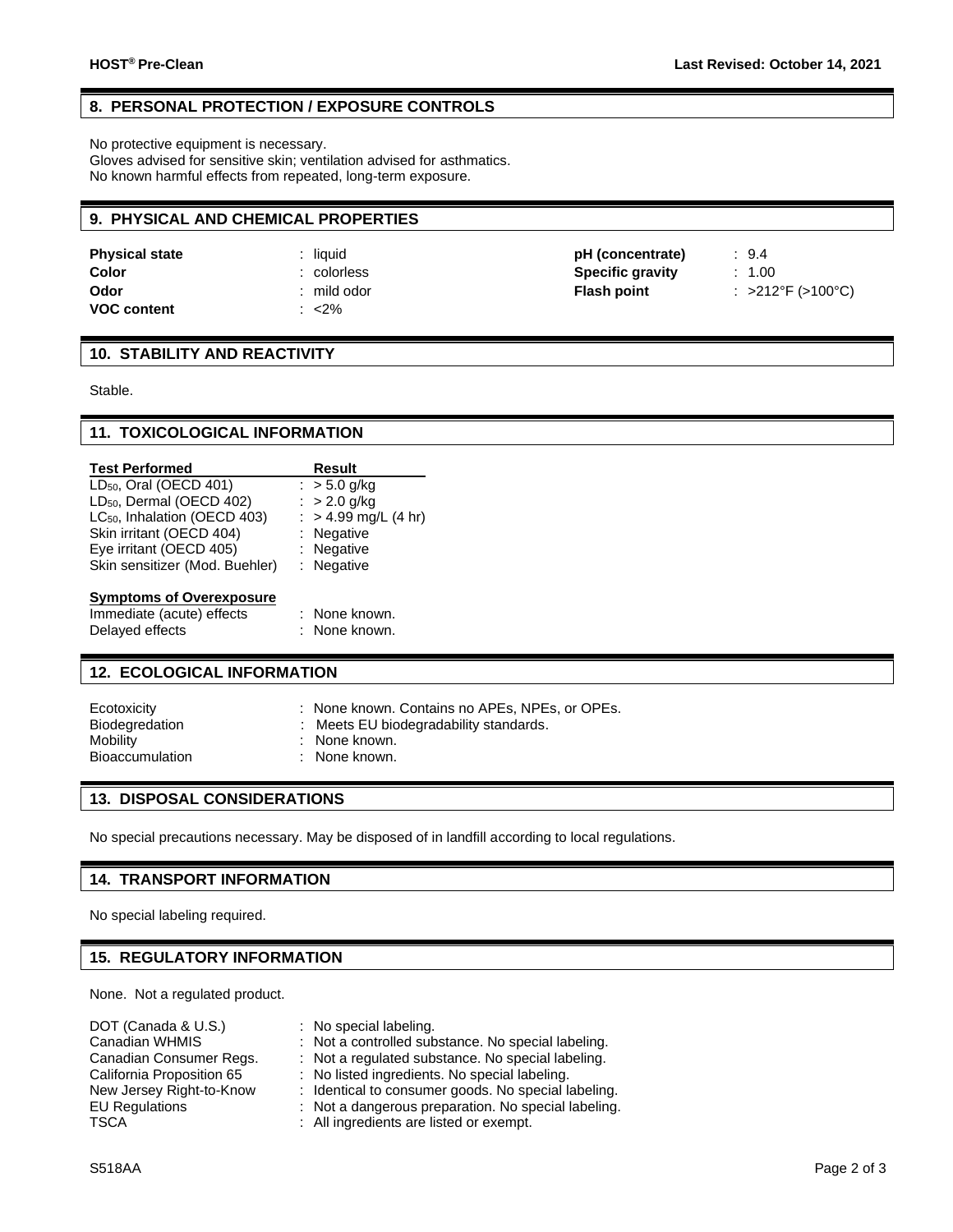## 8. PERSONAL PROTECTION / EXPOSURE CONTROLS

No protective equipment is necessary.
Gloves advised for sensitive skin; ventilation advised for asthmatics.
No known harmful effects from repeated, long-term exposure.

## 9. PHYSICAL AND CHEMICAL PROPERTIES

| | | | |
|---|---|---|---|
| **Physical state** | : liquid | **pH (concentrate)** | : 9.4 |
| **Color** | : colorless | **Specific gravity** | : 1.00 |
| **Odor** | : mild odor | **Flash point** | : >212°F (>100°C) |
| **VOC content** | : <2% | | |

## 10. STABILITY AND REACTIVITY

Stable.

## 11. TOXICOLOGICAL INFORMATION

| Test Performed | Result |
|---|---|
| $LD_{50}$, Oral (OECD 401) | : > 5.0 g/kg |
| $LD_{50}$, Dermal (OECD 402) | : > 2.0 g/kg |
| $LC_{50}$, Inhalation (OECD 403) | : > 4.99 mg/L (4 hr) |
| Skin irritant (OECD 404) | : Negative |
| Eye irritant (OECD 405) | : Negative |
| Skin sensitizer (Mod. Buehler) | : Negative |

**Symptoms of Overexposure**

| | |
|---|---|
| Immediate (acute) effects | : None known. |
| Delayed effects | : None known. |

## 12. ECOLOGICAL INFORMATION

| | |
|---|---|
| Ecotoxicity | : None known. Contains no APEs, NPEs, or OPEs. |
| Biodegredation | : Meets EU biodegradability standards. |
| Mobility | : None known. |
| Bioaccumulation | : None known. |

## 13. DISPOSAL CONSIDERATIONS

No special precautions necessary. May be disposed of in landfill according to local regulations.

## 14. TRANSPORT INFORMATION

No special labeling required.

## 15. REGULATORY INFORMATION

None. Not a regulated product.

| | |
|---|---|
| DOT (Canada & U.S.) | : No special labeling. |
| Canadian WHMIS | : Not a controlled substance. No special labeling. |
| Canadian Consumer Regs. | : Not a regulated substance. No special labeling. |
| California Proposition 65 | : No listed ingredients. No special labeling. |
| New Jersey Right-to-Know | : Identical to consumer goods. No special labeling. |
| EU Regulations | : Not a dangerous preparation. No special labeling. |
| TSCA | : All ingredients are listed or exempt. |

S518AA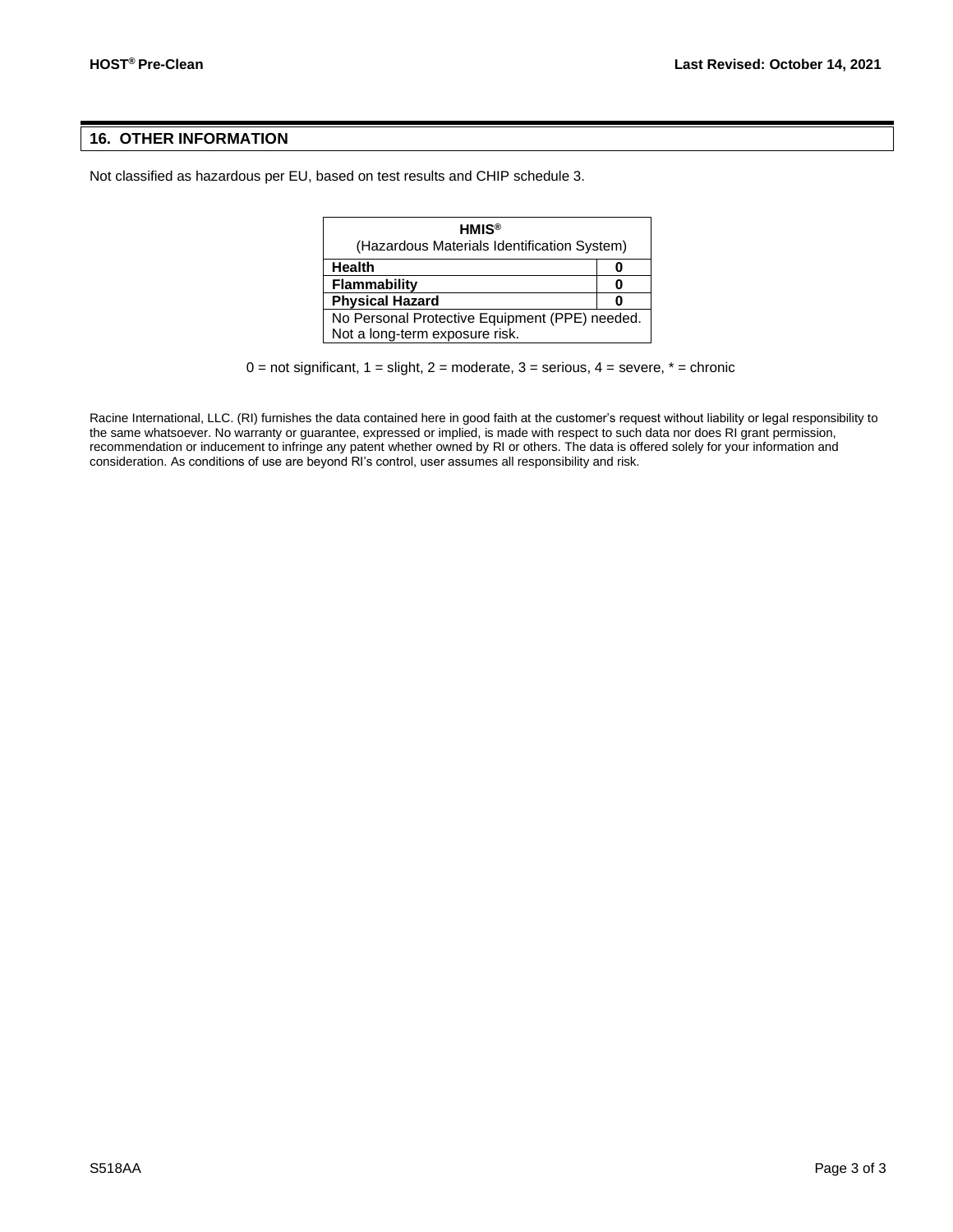## 16. OTHER INFORMATION

Not classified as hazardous per EU, based on test results and CHIP schedule 3.

| **HMIS®** (Hazardous Materials Identification System) | |
|---|---|
| **Health** | **0** |
| **Flammability** | **0** |
| **Physical Hazard** | **0** |
| No Personal Protective Equipment (PPE) needed. Not a long-term exposure risk. | |

0 = not significant, 1 = slight, 2 = moderate, 3 = serious, 4 = severe, * = chronic

Racine International, LLC. (RI) furnishes the data contained here in good faith at the customer's request without liability or legal responsibility to the same whatsoever. No warranty or guarantee, expressed or implied, is made with respect to such data nor does RI grant permission, recommendation or inducement to infringe any patent whether owned by RI or others. The data is offered solely for your information and consideration. As conditions of use are beyond RI's control, user assumes all responsibility and risk.